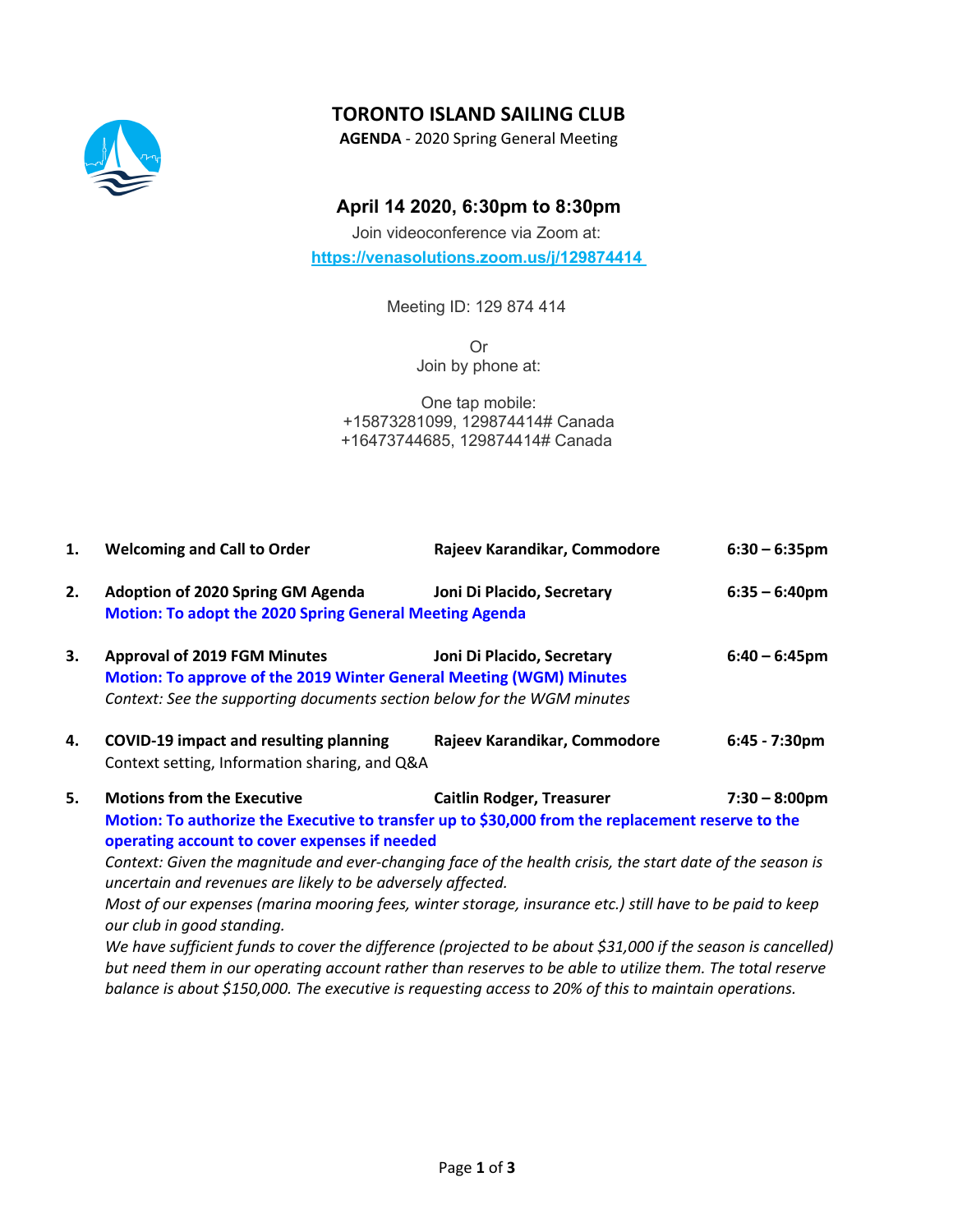# TORONTO ISLAND SAILING CLUB

**AGENDA** - 2020 Spring General Meeting

## April 14 2020, 6:30pm to 8:30pm

Join videoconference via Zoom at:

https://venasolutions.zoom.us/j/129874414

Meeting ID: 129 874 414

Or
Join by phone at:

One tap mobile:
+15873281099, 129874414# Canada
+16473744685, 129874414# Canada

**1. Welcoming and Call to Order** — **Rajeev Karandikar, Commodore** — **6:30 – 6:35pm**

**2. Adoption of 2020 Spring GM Agenda** — **Joni Di Placido, Secretary** — **6:35 – 6:40pm**

**Motion: To adopt the 2020 Spring General Meeting Agenda**

**3. Approval of 2019 FGM Minutes** — **Joni Di Placido, Secretary** — **6:40 – 6:45pm**

**Motion: To approve of the 2019 Winter General Meeting (WGM) Minutes**

*Context: See the supporting documents section below for the WGM minutes*

**4. COVID-19 impact and resulting planning** — **Rajeev Karandikar, Commodore** — **6:45 - 7:30pm**

Context setting, Information sharing, and Q&A

**5. Motions from the Executive** — **Caitlin Rodger, Treasurer** — **7:30 – 8:00pm**

**Motion: To authorize the Executive to transfer up to $30,000 from the replacement reserve to the operating account to cover expenses if needed**

*Context: Given the magnitude and ever-changing face of the health crisis, the start date of the season is uncertain and revenues are likely to be adversely affected.*

*Most of our expenses (marina mooring fees, winter storage, insurance etc.) still have to be paid to keep our club in good standing.*

*We have sufficient funds to cover the difference (projected to be about $31,000 if the season is cancelled) but need them in our operating account rather than reserves to be able to utilize them. The total reserve balance is about $150,000. The executive is requesting access to 20% of this to maintain operations.*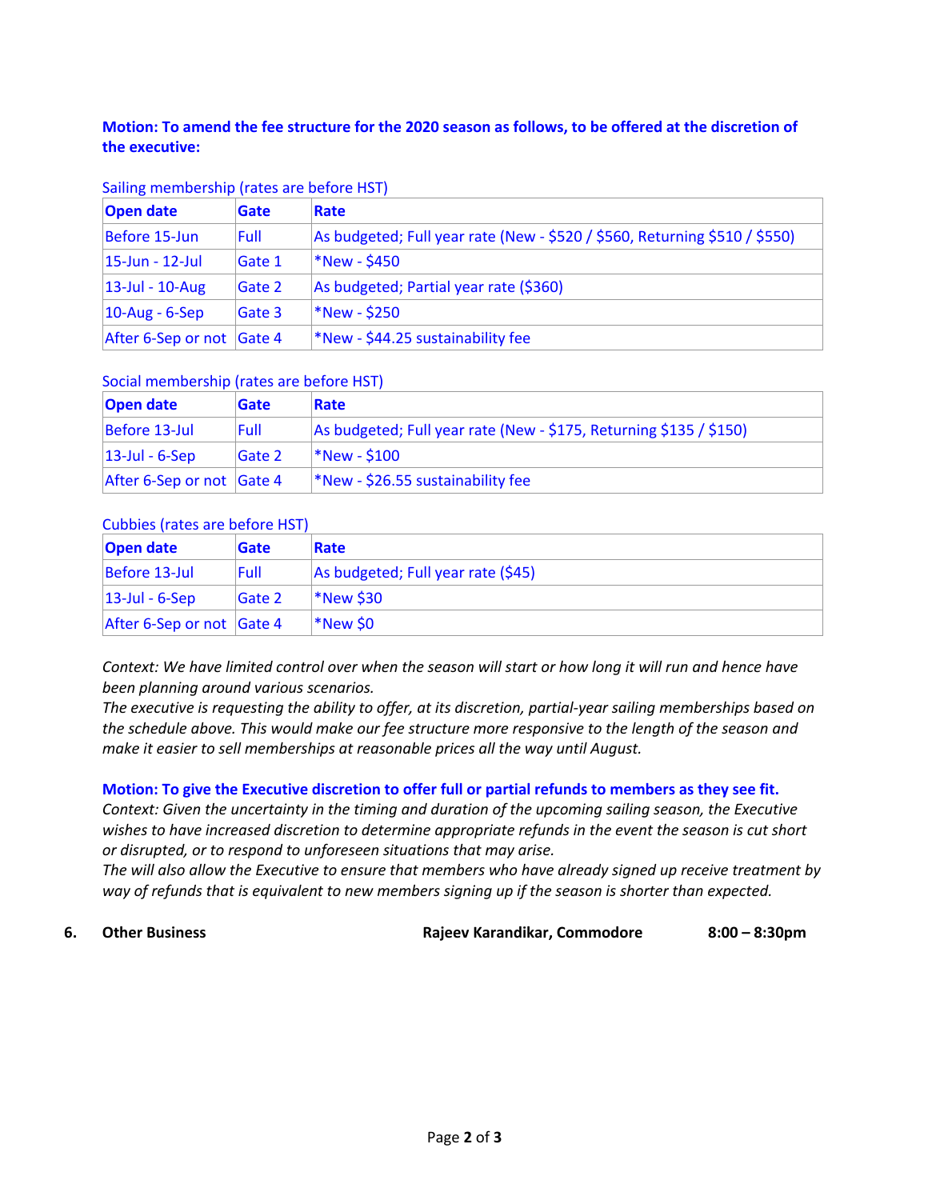**Motion: To amend the fee structure for the 2020 season as follows, to be offered at the discretion of the executive:**

Sailing membership (rates are before HST)

| Open date | Gate | Rate |
|---|---|---|
| Before 15-Jun | Full | As budgeted; Full year rate (New - $520 / $560, Returning $510 / $550) |
| 15-Jun - 12-Jul | Gate 1 | *New - $450 |
| 13-Jul - 10-Aug | Gate 2 | As budgeted; Partial year rate ($360) |
| 10-Aug - 6-Sep | Gate 3 | *New - $250 |
| After 6-Sep or not | Gate 4 | *New - $44.25 sustainability fee |

Social membership (rates are before HST)

| Open date | Gate | Rate |
|---|---|---|
| Before 13-Jul | Full | As budgeted; Full year rate (New - $175, Returning $135 / $150) |
| 13-Jul - 6-Sep | Gate 2 | *New - $100 |
| After 6-Sep or not | Gate 4 | *New - $26.55 sustainability fee |

Cubbies (rates are before HST)

| Open date | Gate | Rate |
|---|---|---|
| Before 13-Jul | Full | As budgeted; Full year rate ($45) |
| 13-Jul - 6-Sep | Gate 2 | *New $30 |
| After 6-Sep or not | Gate 4 | *New $0 |

*Context: We have limited control over when the season will start or how long it will run and hence have been planning around various scenarios.*
*The executive is requesting the ability to offer, at its discretion, partial-year sailing memberships based on the schedule above. This would make our fee structure more responsive to the length of the season and make it easier to sell memberships at reasonable prices all the way until August.*

**Motion: To give the Executive discretion to offer full or partial refunds to members as they see fit.**
*Context: Given the uncertainty in the timing and duration of the upcoming sailing season, the Executive wishes to have increased discretion to determine appropriate refunds in the event the season is cut short or disrupted, or to respond to unforeseen situations that may arise.*
*The will also allow the Executive to ensure that members who have already signed up receive treatment by way of refunds that is equivalent to new members signing up if the season is shorter than expected.*

**6. Other Business** **Rajeev Karandikar, Commodore** **8:00 – 8:30pm**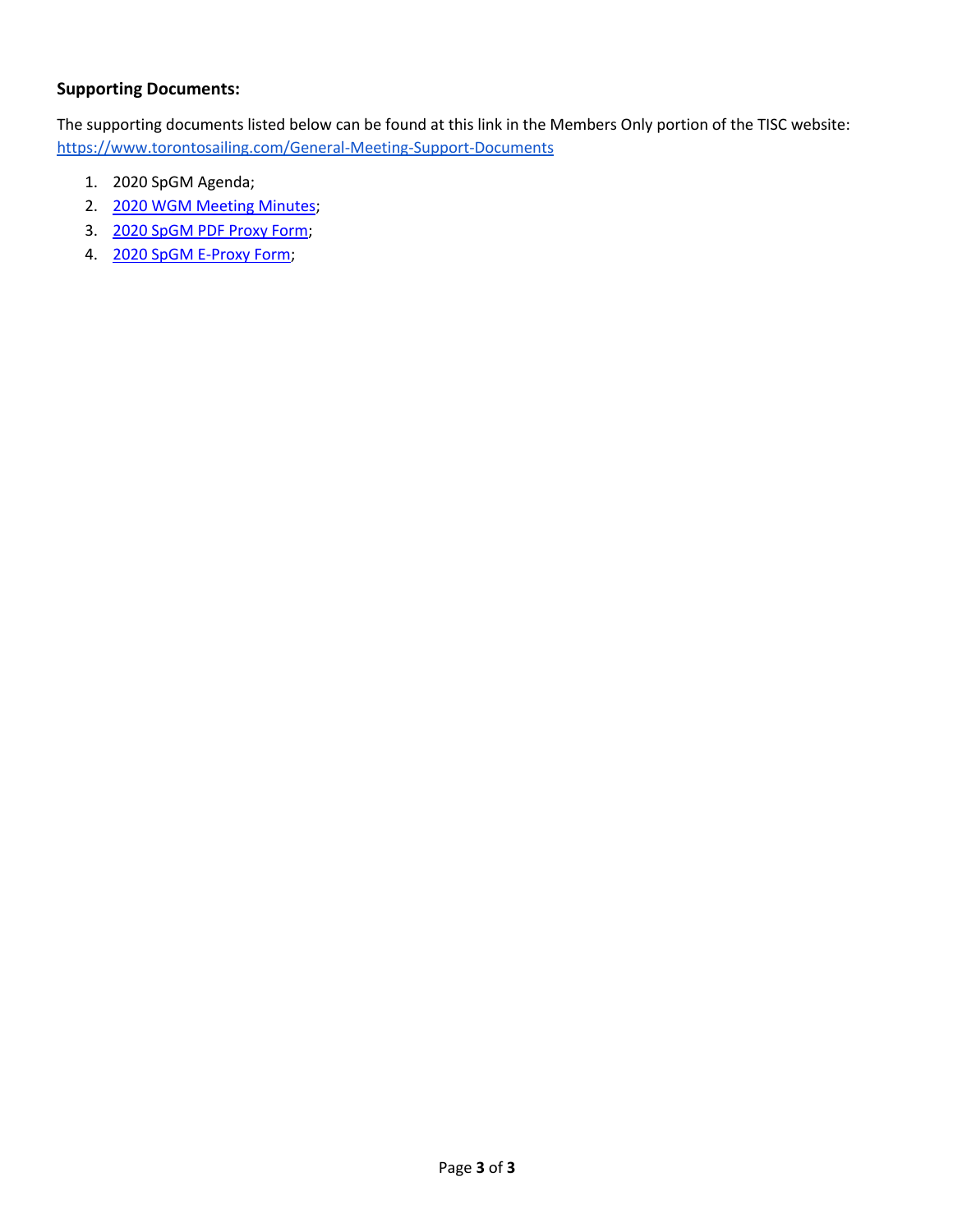**Supporting Documents:**

The supporting documents listed below can be found at this link in the Members Only portion of the TISC website: https://www.torontosailing.com/General-Meeting-Support-Documents

1. 2020 SpGM Agenda;
2. 2020 WGM Meeting Minutes;
3. 2020 SpGM PDF Proxy Form;
4. 2020 SpGM E-Proxy Form;